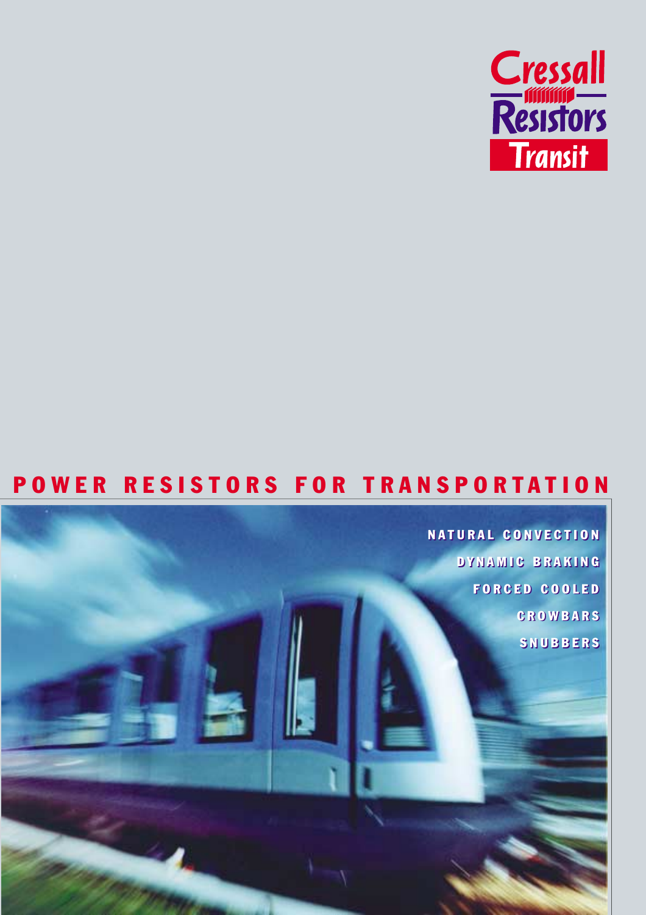Cressall Resistors Transit

# POWER RESISTORS FOR TRANSPORTATION

NATURAL CONVECTION

DYNAMIC BRAKING

FORCED COOLED

CROWBARS

SNUBBERS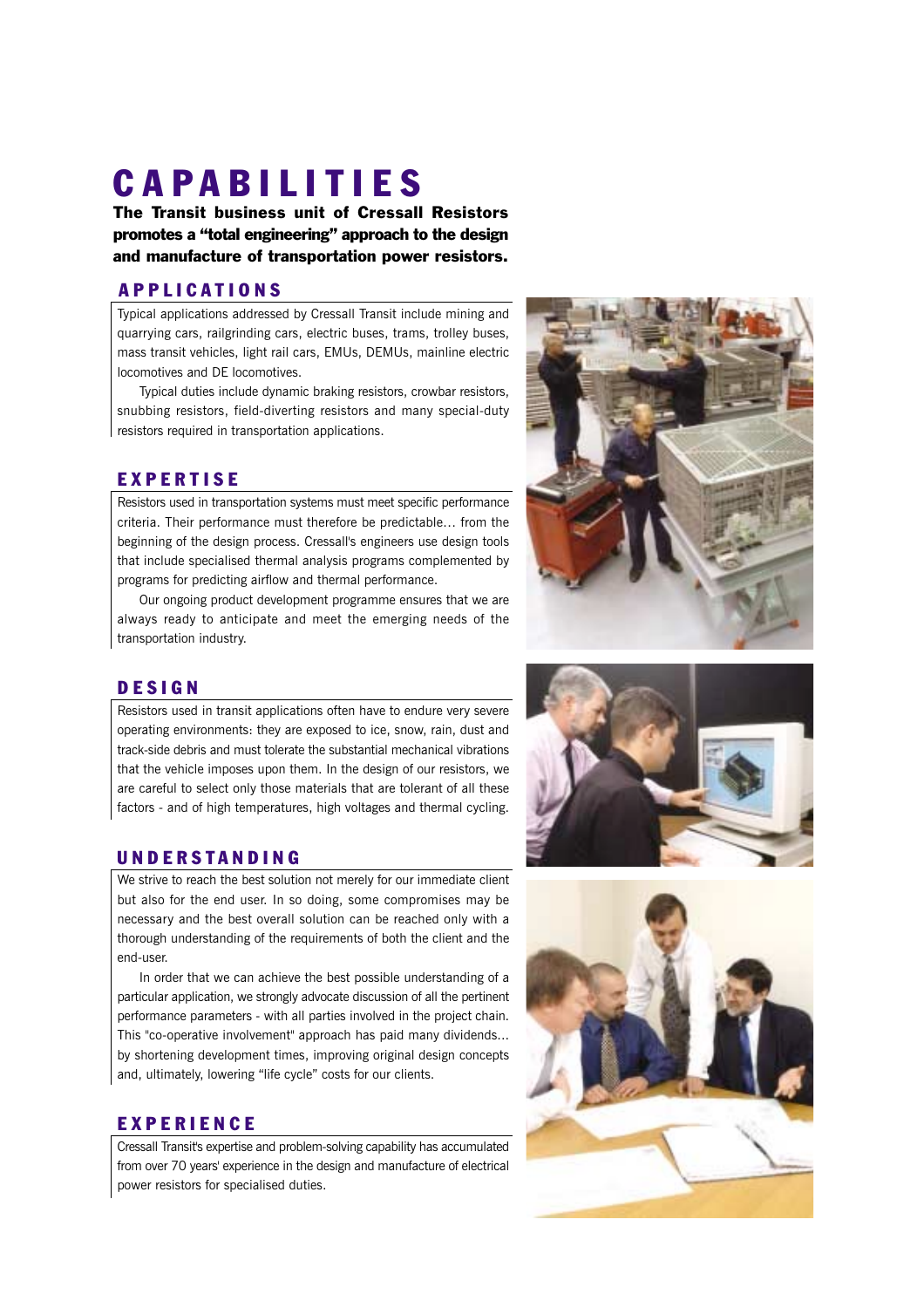# CAPABILITIES

**The Transit business unit of Cressall Resistors promotes a "total engineering" approach to the design and manufacture of transportation power resistors.**

## APPLICATIONS

Typical applications addressed by Cressall Transit include mining and quarrying cars, railgrinding cars, electric buses, trams, trolley buses, mass transit vehicles, light rail cars, EMUs, DEMUs, mainline electric locomotives and DE locomotives.

Typical duties include dynamic braking resistors, crowbar resistors, snubbing resistors, field-diverting resistors and many special-duty resistors required in transportation applications.

## EXPERTISE

Resistors used in transportation systems must meet specific performance criteria. Their performance must therefore be predictable… from the beginning of the design process. Cressall's engineers use design tools that include specialised thermal analysis programs complemented by programs for predicting airflow and thermal performance.

Our ongoing product development programme ensures that we are always ready to anticipate and meet the emerging needs of the transportation industry.

## DESIGN

Resistors used in transit applications often have to endure very severe operating environments: they are exposed to ice, snow, rain, dust and track-side debris and must tolerate the substantial mechanical vibrations that the vehicle imposes upon them. In the design of our resistors, we are careful to select only those materials that are tolerant of all these factors - and of high temperatures, high voltages and thermal cycling.

## UNDERSTANDING

We strive to reach the best solution not merely for our immediate client but also for the end user. In so doing, some compromises may be necessary and the best overall solution can be reached only with a thorough understanding of the requirements of both the client and the end-user.

In order that we can achieve the best possible understanding of a particular application, we strongly advocate discussion of all the pertinent performance parameters - with all parties involved in the project chain. This "co-operative involvement" approach has paid many dividends… by shortening development times, improving original design concepts and, ultimately, lowering "life cycle" costs for our clients.

## EXPERIENCE

Cressall Transit's expertise and problem-solving capability has accumulated from over 70 years' experience in the design and manufacture of electrical power resistors for specialised duties.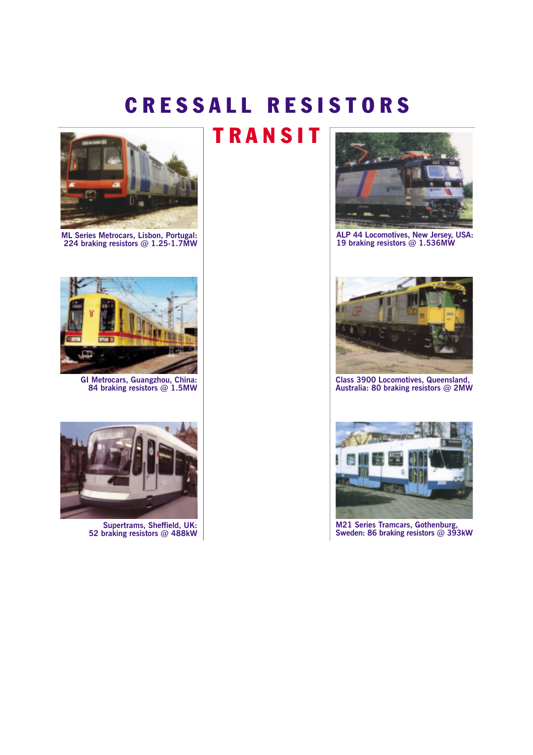# CRESSALL RESISTORS

## TRANSIT

ML Series Metrocars, Lisbon, Portugal:
224 braking resistors @ 1.25-1.7MW

GI Metrocars, Guangzhou, China:
84 braking resistors @ 1.5MW

Supertrams, Sheffield, UK:
52 braking resistors @ 488kW

ALP 44 Locomotives, New Jersey, USA:
19 braking resistors @ 1.536MW

Class 3900 Locomotives, Queensland, Australia: 80 braking resistors @ 2MW

M21 Series Tramcars, Gothenburg, Sweden: 86 braking resistors @ 393kW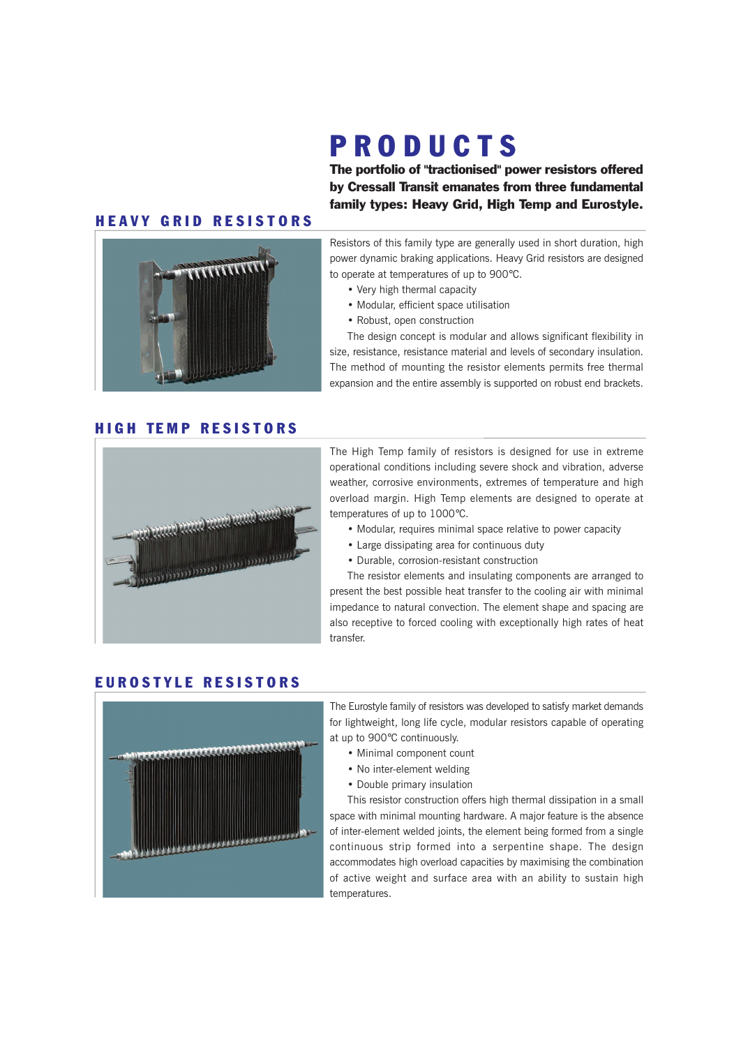# PRODUCTS

**The portfolio of "tractionised" power resistors offered by Cressall Transit emanates from three fundamental family types: Heavy Grid, High Temp and Eurostyle.**

## HEAVY GRID RESISTORS

Resistors of this family type are generally used in short duration, high power dynamic braking applications. Heavy Grid resistors are designed to operate at temperatures of up to 900°C.

- Very high thermal capacity
- Modular, efficient space utilisation
- Robust, open construction

The design concept is modular and allows significant flexibility in size, resistance, resistance material and levels of secondary insulation. The method of mounting the resistor elements permits free thermal expansion and the entire assembly is supported on robust end brackets.

## HIGH TEMP RESISTORS

The High Temp family of resistors is designed for use in extreme operational conditions including severe shock and vibration, adverse weather, corrosive environments, extremes of temperature and high overload margin. High Temp elements are designed to operate at temperatures of up to 1000°C.

- Modular, requires minimal space relative to power capacity
- Large dissipating area for continuous duty
- Durable, corrosion-resistant construction

The resistor elements and insulating components are arranged to present the best possible heat transfer to the cooling air with minimal impedance to natural convection. The element shape and spacing are also receptive to forced cooling with exceptionally high rates of heat transfer.

## EUROSTYLE RESISTORS

The Eurostyle family of resistors was developed to satisfy market demands for lightweight, long life cycle, modular resistors capable of operating at up to 900°C continuously.

- Minimal component count
- No inter-element welding
- Double primary insulation

This resistor construction offers high thermal dissipation in a small space with minimal mounting hardware. A major feature is the absence of inter-element welded joints, the element being formed from a single continuous strip formed into a serpentine shape. The design accommodates high overload capacities by maximising the combination of active weight and surface area with an ability to sustain high temperatures.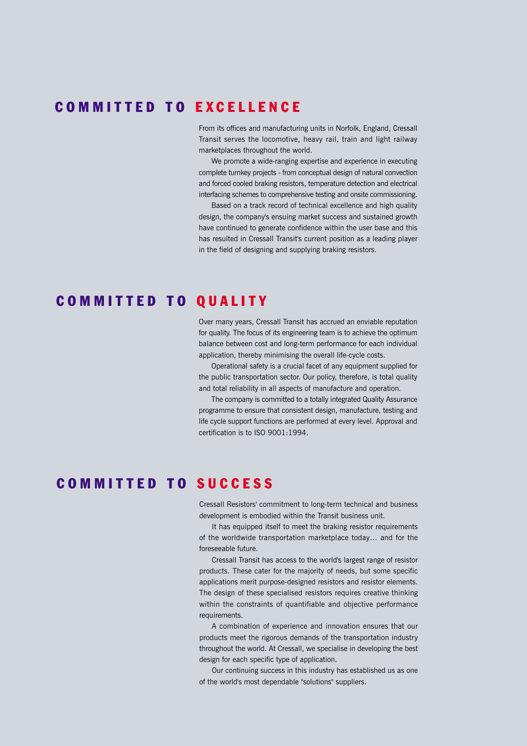## COMMITTED TO EXCELLENCE

From its offices and manufacturing units in Norfolk, England, Cressall Transit serves the locomotive, heavy rail, train and light railway marketplaces throughout the world.

We promote a wide-ranging expertise and experience in executing complete turnkey projects - from conceptual design of natural convection and forced cooled braking resistors, temperature detection and electrical interfacing schemes to comprehensive testing and onsite commissioning.

Based on a track record of technical excellence and high quality design, the company's ensuing market success and sustained growth have continued to generate confidence within the user base and this has resulted in Cressall Transit's current position as a leading player in the field of designing and supplying braking resistors.

## COMMITTED TO QUALITY

Over many years, Cressall Transit has accrued an enviable reputation for quality. The focus of its engineering team is to achieve the optimum balance between cost and long-term performance for each individual application, thereby minimising the overall life-cycle costs.

Operational safety is a crucial facet of any equipment supplied for the public transportation sector. Our policy, therefore, is total quality and total reliability in all aspects of manufacture and operation.

The company is committed to a totally integrated Quality Assurance programme to ensure that consistent design, manufacture, testing and life cycle support functions are performed at every level. Approval and certification is to ISO 9001:1994.

## COMMITTED TO SUCCESS

Cressall Resistors' commitment to long-term technical and business development is embodied within the Transit business unit.

It has equipped itself to meet the braking resistor requirements of the worldwide transportation marketplace today... and for the foreseeable future.

Cressall Transit has access to the world's largest range of resistor products. These cater for the majority of needs, but some specific applications merit purpose-designed resistors and resistor elements. The design of these specialised resistors requires creative thinking within the constraints of quantifiable and objective performance requirements.

A combination of experience and innovation ensures that our products meet the rigorous demands of the transportation industry throughout the world. At Cressall, we specialise in developing the best design for each specific type of application.

Our continuing success in this industry has established us as one of the world's most dependable "solutions" suppliers.